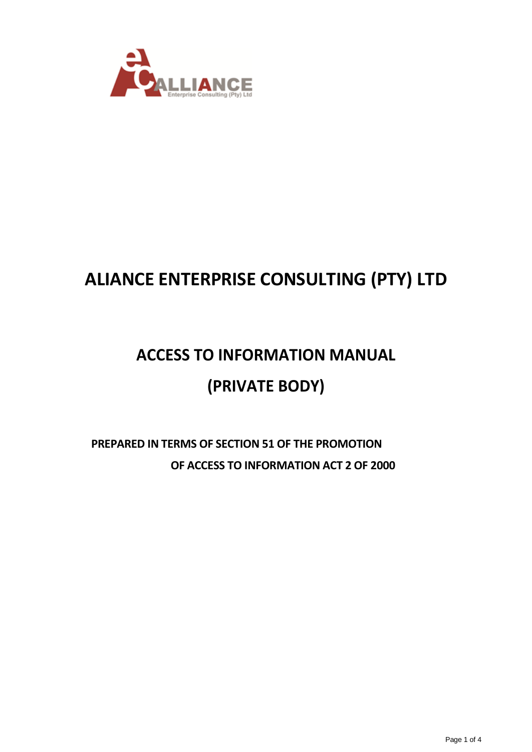# ALIANCE ENTERPRISE CONSULTING (PTY) LTD

## ACCESS TO INFORMATION MANUAL

## (PRIVATE BODY)

**PREPARED IN TERMS OF SECTION 51 OF THE PROMOTION OF ACCESS TO INFORMATION ACT 2 OF 2000**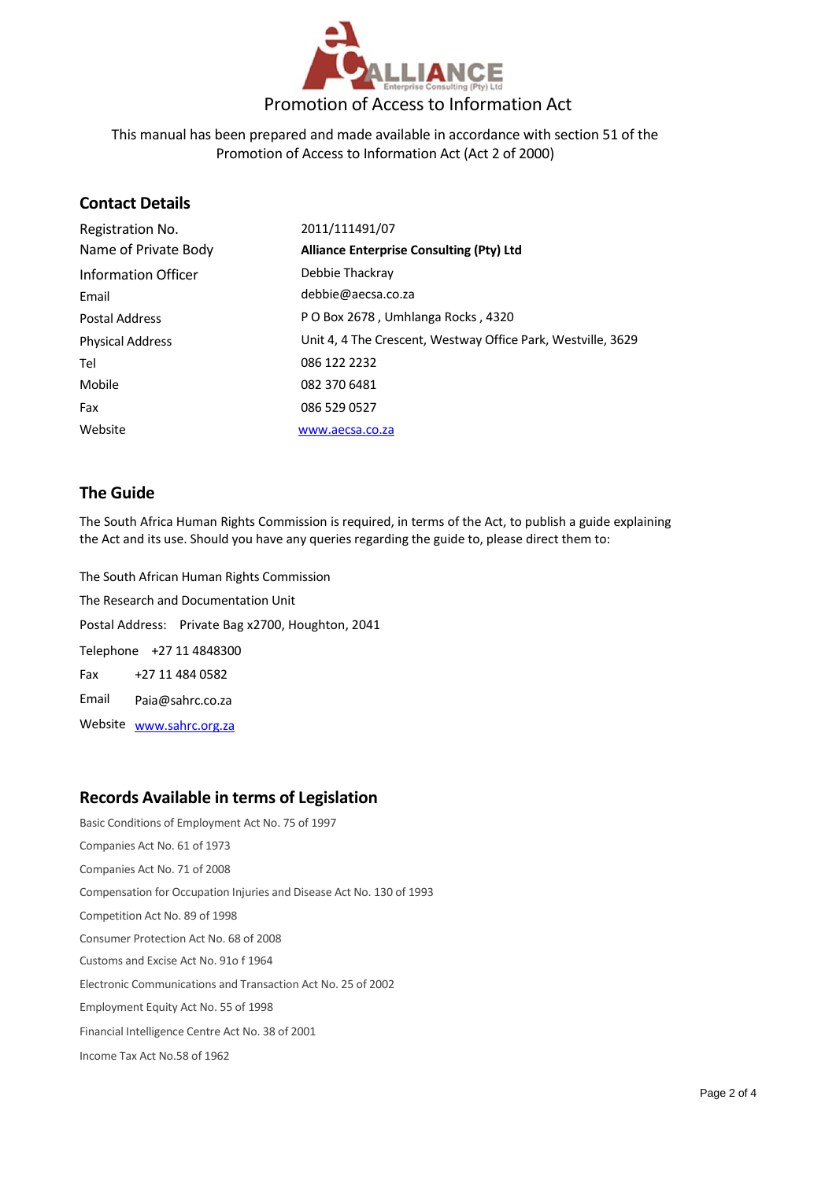# Promotion of Access to Information Act

This manual has been prepared and made available in accordance with section 51 of the Promotion of Access to Information Act (Act 2 of 2000)

## Contact Details

| | |
|---|---|
| Registration No. | 2011/111491/07 |
| Name of Private Body | **Alliance Enterprise Consulting (Pty) Ltd** |
| Information Officer | Debbie Thackray |
| Email | debbie@aecsa.co.za |
| Postal Address | P O Box 2678 , Umhlanga Rocks , 4320 |
| Physical Address | Unit 4, 4 The Crescent, Westway Office Park, Westville, 3629 |
| Tel | 086 122 2232 |
| Mobile | 082 370 6481 |
| Fax | 086 529 0527 |
| Website | www.aecsa.co.za |

## The Guide

The South Africa Human Rights Commission is required, in terms of the Act, to publish a guide explaining the Act and its use. Should you have any queries regarding the guide to, please direct them to:

The South African Human Rights Commission

The Research and Documentation Unit

Postal Address: Private Bag x2700, Houghton, 2041

Telephone +27 11 4848300

Fax +27 11 484 0582

Email Paia@sahrc.co.za

Website www.sahrc.org.za

## Records Available in terms of Legislation

Basic Conditions of Employment Act No. 75 of 1997

Companies Act No. 61 of 1973

Companies Act No. 71 of 2008

Compensation for Occupation Injuries and Disease Act No. 130 of 1993

Competition Act No. 89 of 1998

Consumer Protection Act No. 68 of 2008

Customs and Excise Act No. 91o f 1964

Electronic Communications and Transaction Act No. 25 of 2002

Employment Equity Act No. 55 of 1998

Financial Intelligence Centre Act No. 38 of 2001

Income Tax Act No.58 of 1962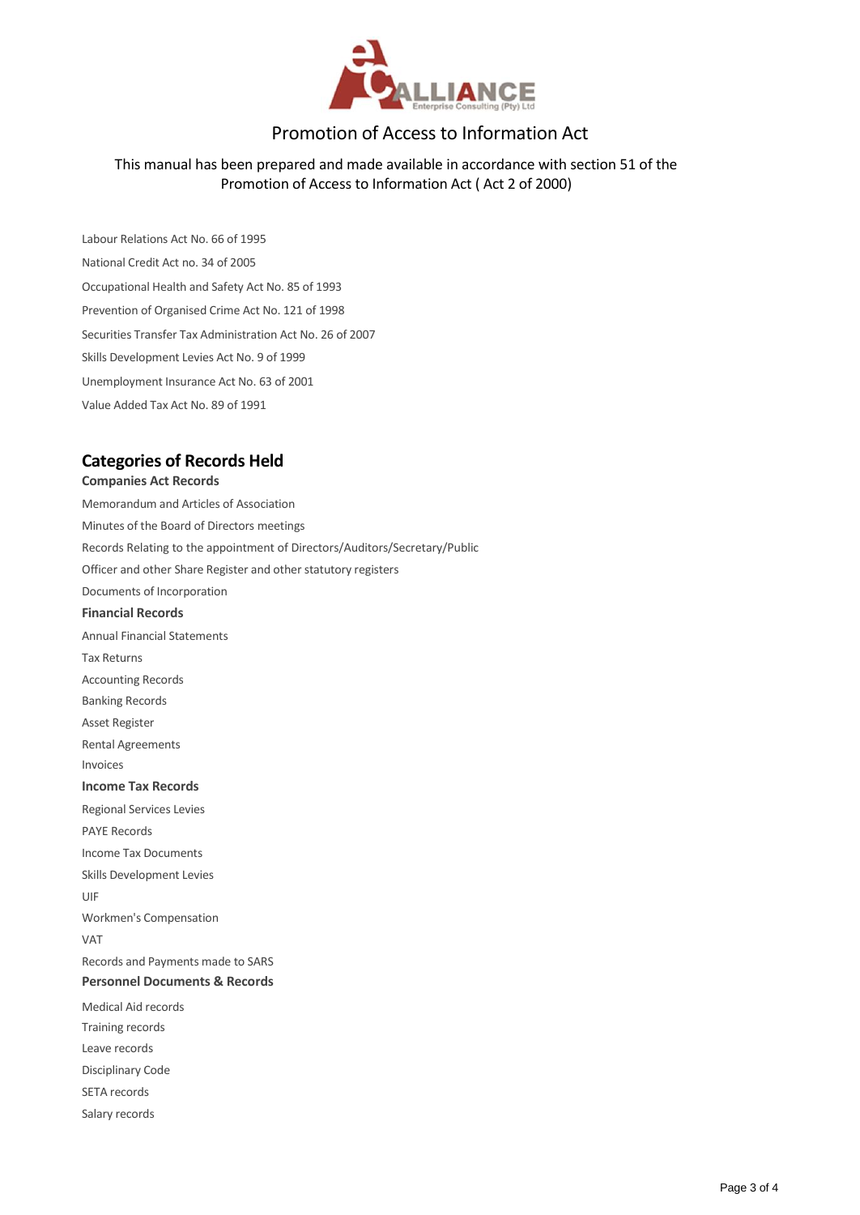Labour Relations Act No. 66 of 1995

National Credit Act no. 34 of 2005

Occupational Health and Safety Act No. 85 of 1993

Prevention of Organised Crime Act No. 121 of 1998

Securities Transfer Tax Administration Act No. 26 of 2007

Skills Development Levies Act No. 9 of 1999

Unemployment Insurance Act No. 63 of 2001

Value Added Tax Act No. 89 of 1991

## Categories of Records Held

### Companies Act Records

Memorandum and Articles of Association

Minutes of the Board of Directors meetings

Records Relating to the appointment of Directors/Auditors/Secretary/Public

Officer and other Share Register and other statutory registers

Documents of Incorporation

### Financial Records

Annual Financial Statements

Tax Returns

Accounting Records

Banking Records

Asset Register

Rental Agreements

Invoices

### Income Tax Records

Regional Services Levies

PAYE Records

Income Tax Documents

Skills Development Levies

UIF

Workmen's Compensation

VAT

Records and Payments made to SARS

### Personnel Documents & Records

Medical Aid records

Training records

Leave records

Disciplinary Code

SETA records

Salary records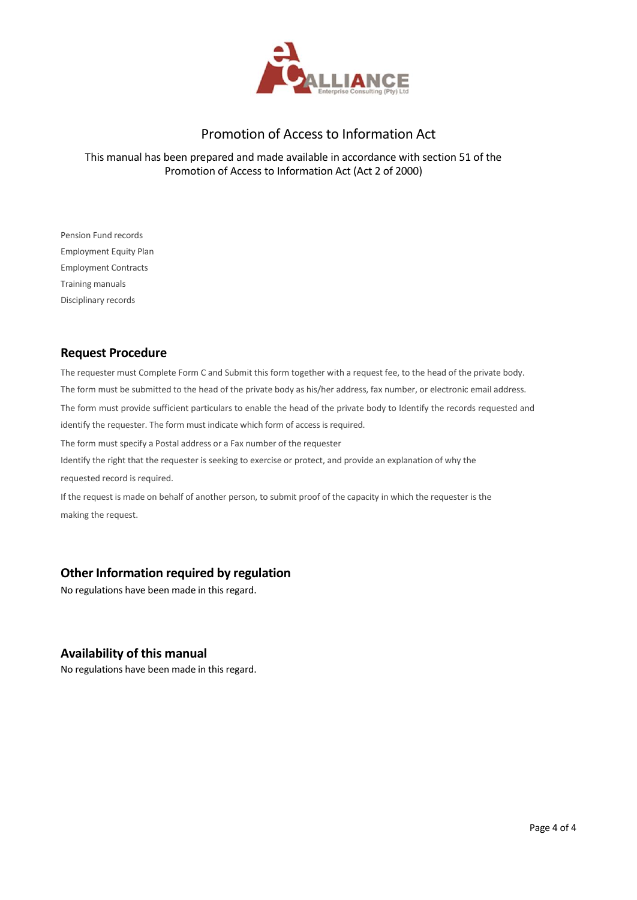# Promotion of Access to Information Act

This manual has been prepared and made available in accordance with section 51 of the Promotion of Access to Information Act (Act 2 of 2000)

Pension Fund records
Employment Equity Plan
Employment Contracts
Training manuals
Disciplinary records

## Request Procedure

The requester must Complete Form C and Submit this form together with a request fee, to the head of the private body.

The form must be submitted to the head of the private body as his/her address, fax number, or electronic email address.

The form must provide sufficient particulars to enable the head of the private body to Identify the records requested and identify the requester. The form must indicate which form of access is required.

The form must specify a Postal address or a Fax number of the requester

Identify the right that the requester is seeking to exercise or protect, and provide an explanation of why the requested record is required.

If the request is made on behalf of another person, to submit proof of the capacity in which the requester is the making the request.

## Other Information required by regulation

No regulations have been made in this regard.

## Availability of this manual

No regulations have been made in this regard.